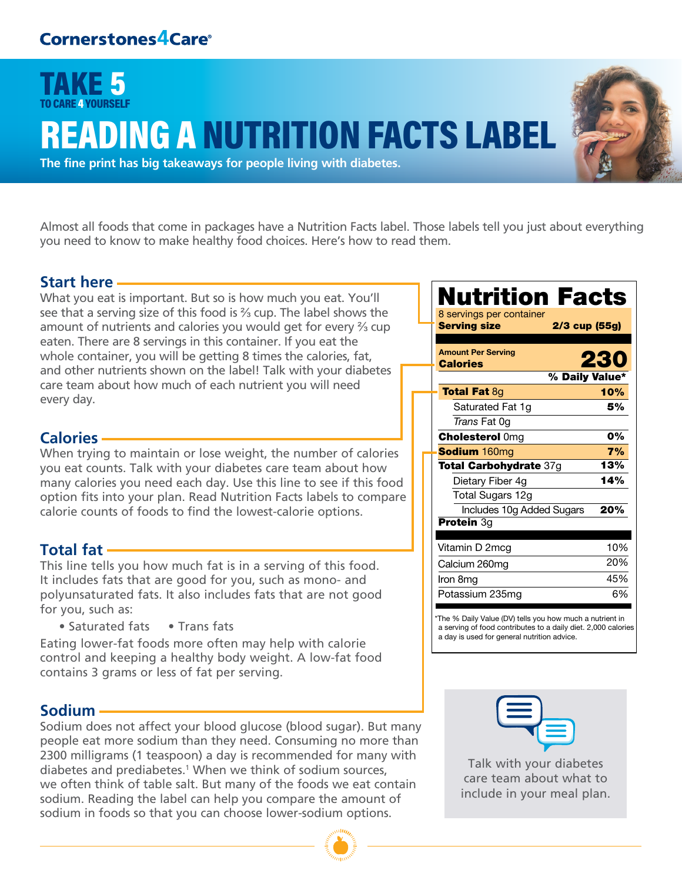Cornerstones4Care®

# TAKE 5

TO CARE 4 YOURSELF

# READING A NUTRITION FACTS LABEL

**The fine print has big takeaways for people living with diabetes.**

Almost all foods that come in packages have a Nutrition Facts label. Those labels tell you just about everything you need to know to make healthy food choices. Here's how to read them.

## Start here

What you eat is important. But so is how much you eat. You'll see that a serving size of this food is ⅔ cup. The label shows the amount of nutrients and calories you would get for every ⅔ cup eaten. There are 8 servings in this container. If you eat the whole container, you will be getting 8 times the calories, fat, and other nutrients shown on the label! Talk with your diabetes care team about how much of each nutrient you will need every day.

## Calories

When trying to maintain or lose weight, the number of calories you eat counts. Talk with your diabetes care team about how many calories you need each day. Use this line to see if this food option fits into your plan. Read Nutrition Facts labels to compare calorie counts of foods to find the lowest-calorie options.

## Total fat

This line tells you how much fat is in a serving of this food. It includes fats that are good for you, such as mono- and polyunsaturated fats. It also includes fats that are not good for you, such as:

- Saturated fats
- Trans fats

Eating lower-fat foods more often may help with calorie control and keeping a healthy body weight. A low-fat food contains 3 grams or less of fat per serving.

## Sodium

Sodium does not affect your blood glucose (blood sugar). But many people eat more sodium than they need. Consuming no more than 2300 milligrams (1 teaspoon) a day is recommended for many with diabetes and prediabetes.[1] When we think of sodium sources, we often think of table salt. But many of the foods we eat contain sodium. Reading the label can help you compare the amount of sodium in foods so that you can choose lower-sodium options.

## Nutrition Facts

8 servings per container
**Serving size** **2/3 cup (55g)**

| Amount Per Serving | |
|---|---|
| **Calories** | **230** |
| | **% Daily Value*** |
| **Total Fat** 8g | **10%** |
| Saturated Fat 1g | **5%** |
| *Trans* Fat 0g | |
| **Cholesterol** 0mg | **0%** |
| **Sodium** 160mg | **7%** |
| **Total Carbohydrate** 37g | **13%** |
| Dietary Fiber 4g | **14%** |
| Total Sugars 12g | |
| Includes 10g Added Sugars | **20%** |
| **Protein** 3g | |
| Vitamin D 2mcg | 10% |
| Calcium 260mg | 20% |
| Iron 8mg | 45% |
| Potassium 235mg | 6% |

*The % Daily Value (DV) tells you how much a nutrient in a serving of food contributes to a daily diet. 2,000 calories a day is used for general nutrition advice.

Talk with your diabetes care team about what to include in your meal plan.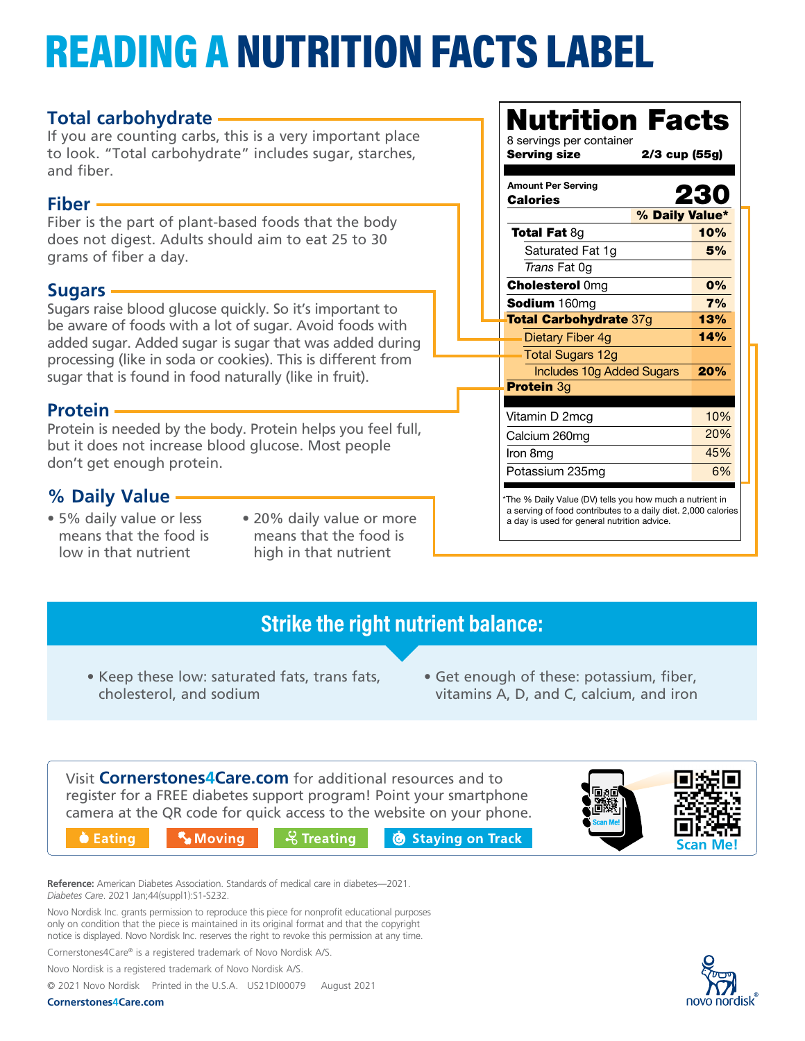# READING A NUTRITION FACTS LABEL

### Total carbohydrate

If you are counting carbs, this is a very important place to look. “Total carbohydrate” includes sugar, starches, and fiber.

### Fiber

Fiber is the part of plant-based foods that the body does not digest. Adults should aim to eat 25 to 30 grams of fiber a day.

### Sugars

Sugars raise blood glucose quickly. So it’s important to be aware of foods with a lot of sugar. Avoid foods with added sugar. Added sugar is sugar that was added during processing (like in soda or cookies). This is different from sugar that is found in food naturally (like in fruit).

### Protein

Protein is needed by the body. Protein helps you feel full, but it does not increase blood glucose. Most people don’t get enough protein.

### % Daily Value

- 5% daily value or less means that the food is low in that nutrient
- 20% daily value or more means that the food is high in that nutrient

## Nutrition Facts

8 servings per container
**Serving size** **2/3 cup (55g)**

Amount Per Serving
**Calories** **230**

| | **% Daily Value*** |
|---|---|
| **Total Fat** 8g | **10%** |
| Saturated Fat 1g | **5%** |
| *Trans* Fat 0g | |
| **Cholesterol** 0mg | **0%** |
| **Sodium** 160mg | **7%** |
| **Total Carbohydrate** 37g | **13%** |
| Dietary Fiber 4g | **14%** |
| Total Sugars 12g | |
| Includes 10g Added Sugars | **20%** |
| **Protein** 3g | |
| Vitamin D 2mcg | 10% |
| Calcium 260mg | 20% |
| Iron 8mg | 45% |
| Potassium 235mg | 6% |

*The % Daily Value (DV) tells you how much a nutrient in a serving of food contributes to a daily diet. 2,000 calories a day is used for general nutrition advice.

## Strike the right nutrient balance:

- Keep these low: saturated fats, trans fats, cholesterol, and sodium
- Get enough of these: potassium, fiber, vitamins A, D, and C, calcium, and iron

Visit **Cornerstones4Care.com** for additional resources and to register for a FREE diabetes support program! Point your smartphone camera at the QR code for quick access to the website on your phone.

Eating | Moving | Treating | Staying on Track

Scan Me!

**Reference:** American Diabetes Association. Standards of medical care in diabetes—2021. *Diabetes Care*. 2021 Jan;44(suppl1):S1-S232.

Novo Nordisk Inc. grants permission to reproduce this piece for nonprofit educational purposes only on condition that the piece is maintained in its original format and that the copyright notice is displayed. Novo Nordisk Inc. reserves the right to revoke this permission at any time.

Cornerstones4Care® is a registered trademark of Novo Nordisk A/S.

Novo Nordisk is a registered trademark of Novo Nordisk A/S.

© 2021 Novo Nordisk Printed in the U.S.A. US21DI00079 August 2021

**Cornerstones4Care.com**

novo nordisk®